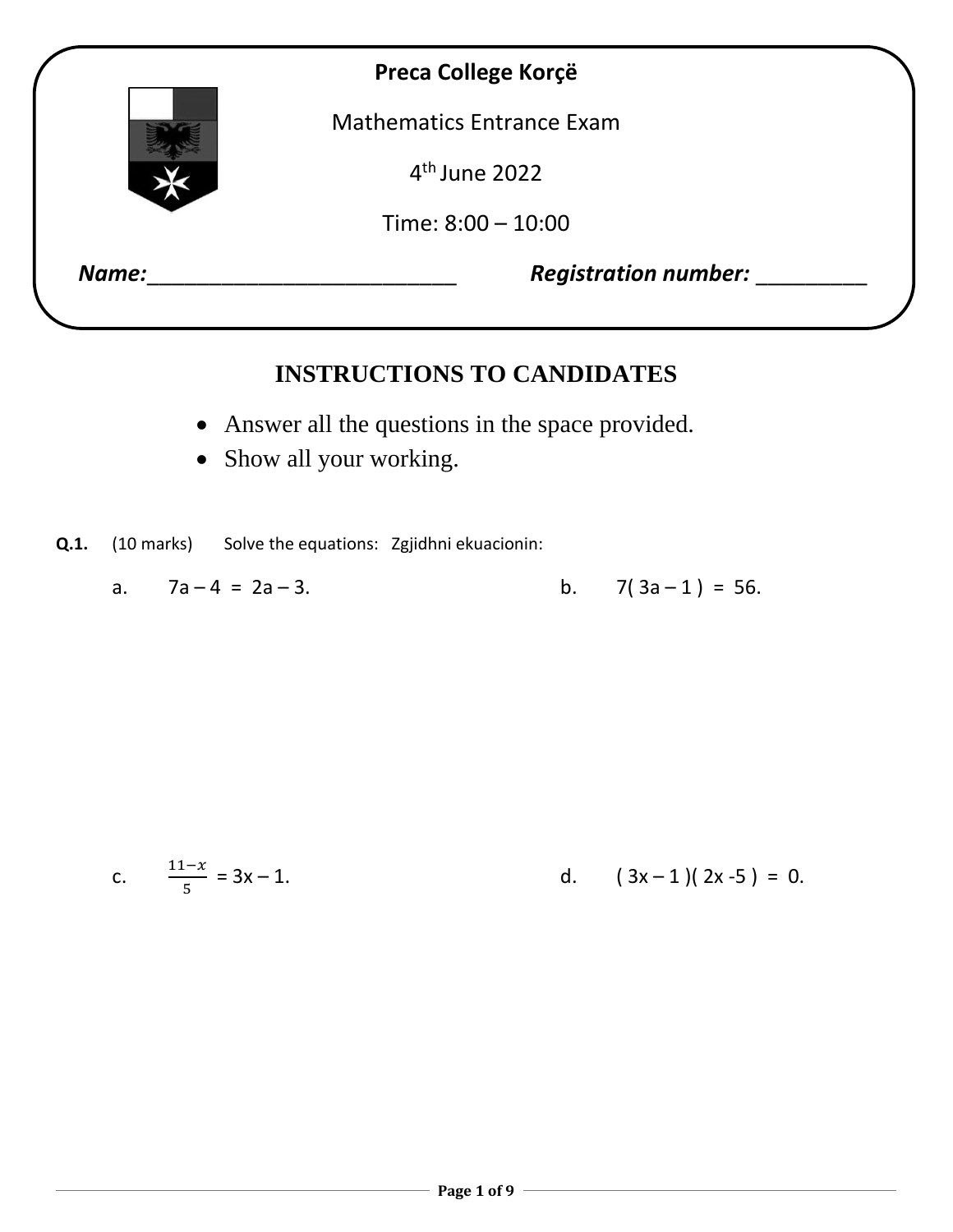**Preca College Korçë**

Mathematics Entrance Exam

$4^{th}$ June 2022

Time: 8:00 – 10:00

***Name:***___________________________ ***Registration number:*** __________

# INSTRUCTIONS TO CANDIDATES

- Answer all the questions in the space provided.
- Show all your working.

**Q.1.** (10 marks) Solve the equations: Zgjidhni ekuacionin:

a. $7a - 4 = 2a - 3$.

b. $7(3a - 1) = 56$.

c. $\frac{11-x}{5} = 3x - 1$.

d. $(3x - 1)(2x - 5) = 0$.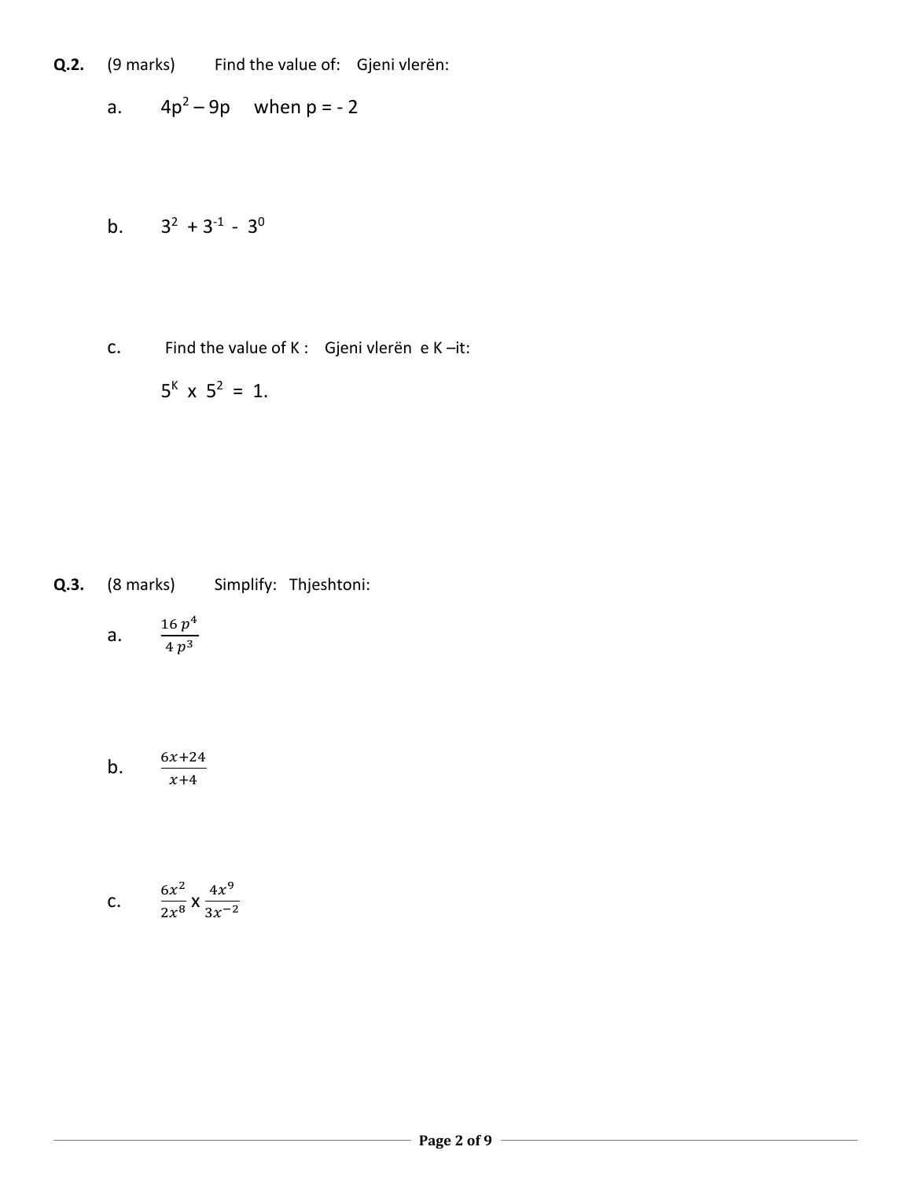**Q.2.** (9 marks) Find the value of: Gjeni vlerën:

a. $4p^2 - 9p$ when $p = -2$

b. $3^2 + 3^{-1} - 3^0$

c. Find the value of K : Gjeni vlerën e K –it:

$5^K \times 5^2 = 1.$

**Q.3.** (8 marks) Simplify: Thjeshtoni:

a. $\frac{16\,p^4}{4\,p^3}$

b. $\frac{6x+24}{x+4}$

c. $\frac{6x^2}{2x^8} \times \frac{4x^9}{3x^{-2}}$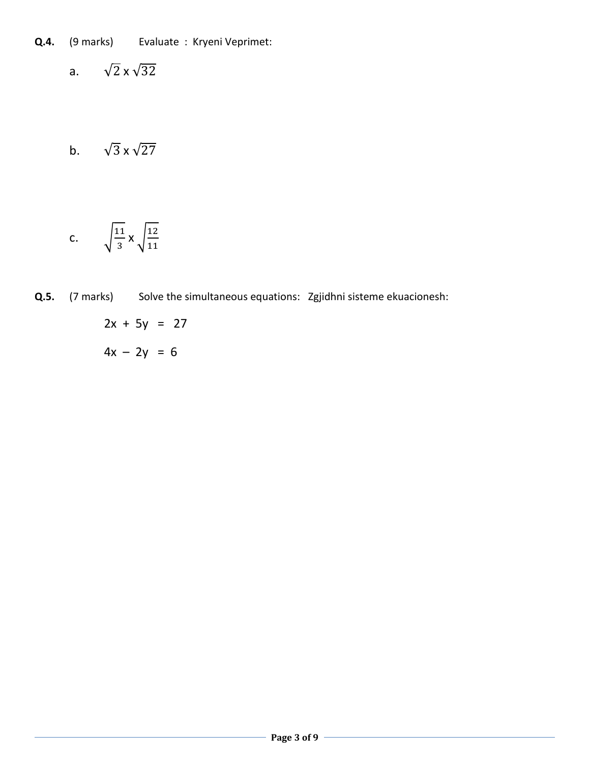**Q.4.** (9 marks) Evaluate : Kryeni Veprimet:

a. $\sqrt{2} \times \sqrt{32}$

b. $\sqrt{3} \times \sqrt{27}$

c. $\sqrt{\frac{11}{3}} \times \sqrt{\frac{12}{11}}$

**Q.5.** (7 marks) Solve the simultaneous equations: Zgjidhni sisteme ekuacionesh:

$$2x + 5y = 27$$

$$4x - 2y = 6$$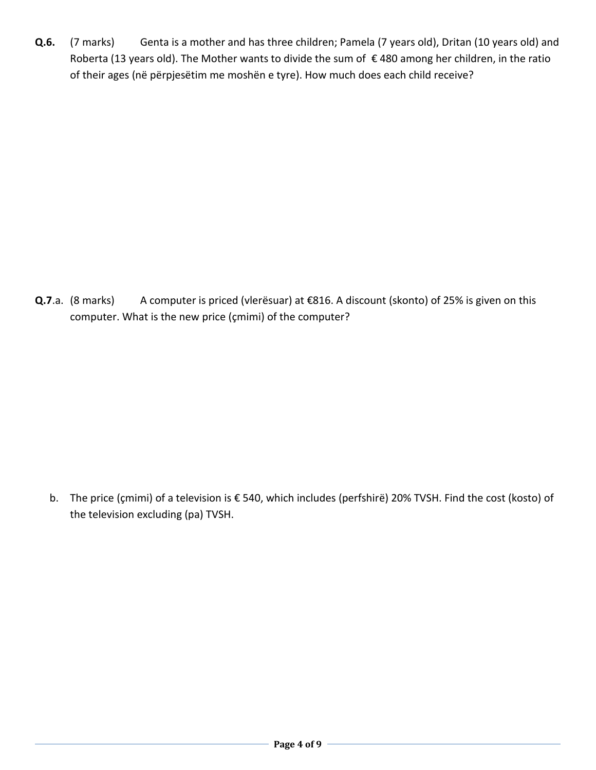**Q.6.** (7 marks) Genta is a mother and has three children; Pamela (7 years old), Dritan (10 years old) and Roberta (13 years old). The Mother wants to divide the sum of € 480 among her children, in the ratio of their ages (në përpjesëtim me moshën e tyre). How much does each child receive?

**Q.7**.a. (8 marks) A computer is priced (vlerësuar) at €816. A discount (skonto) of 25% is given on this computer. What is the new price (çmimi) of the computer?

b. The price (çmimi) of a television is € 540, which includes (perfshirë) 20% TVSH. Find the cost (kosto) of the television excluding (pa) TVSH.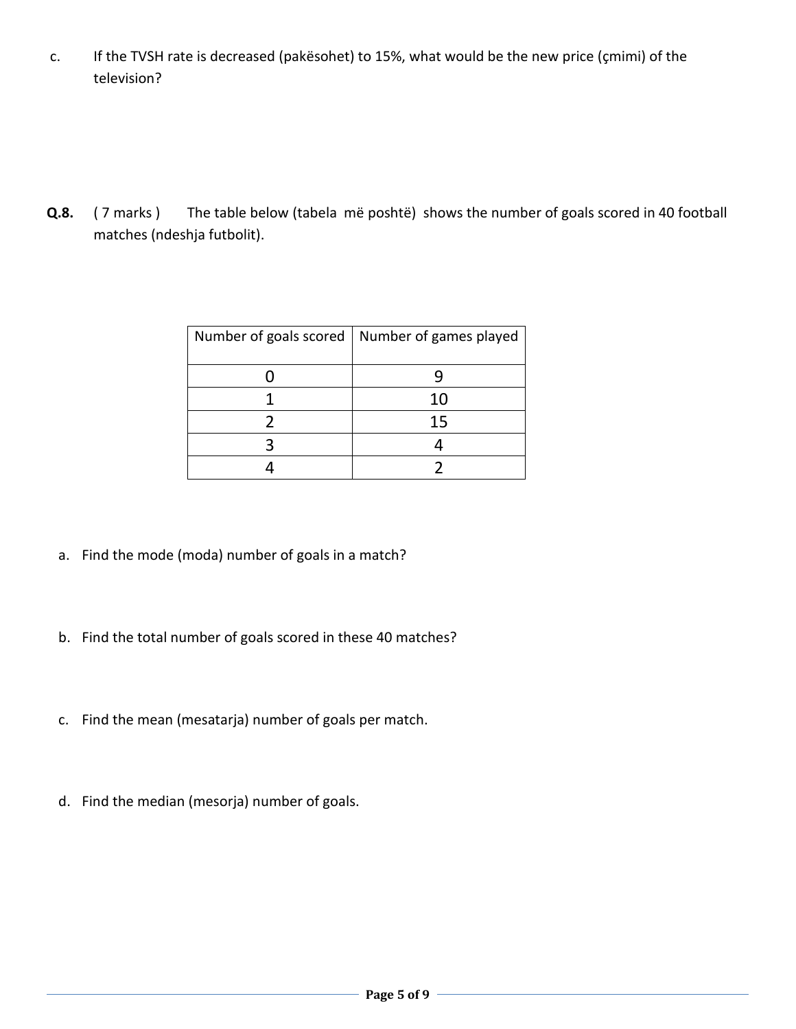c. If the TVSH rate is decreased (pakësohet) to 15%, what would be the new price (çmimi) of the television?

**Q.8.** ( 7 marks ) The table below (tabela më poshtë) shows the number of goals scored in 40 football matches (ndeshja futbolit).

| Number of goals scored | Number of games played |
|---|---|
| 0 | 9 |
| 1 | 10 |
| 2 | 15 |
| 3 | 4 |
| 4 | 2 |

a. Find the mode (moda) number of goals in a match?

b. Find the total number of goals scored in these 40 matches?

c. Find the mean (mesatarja) number of goals per match.

d. Find the median (mesorja) number of goals.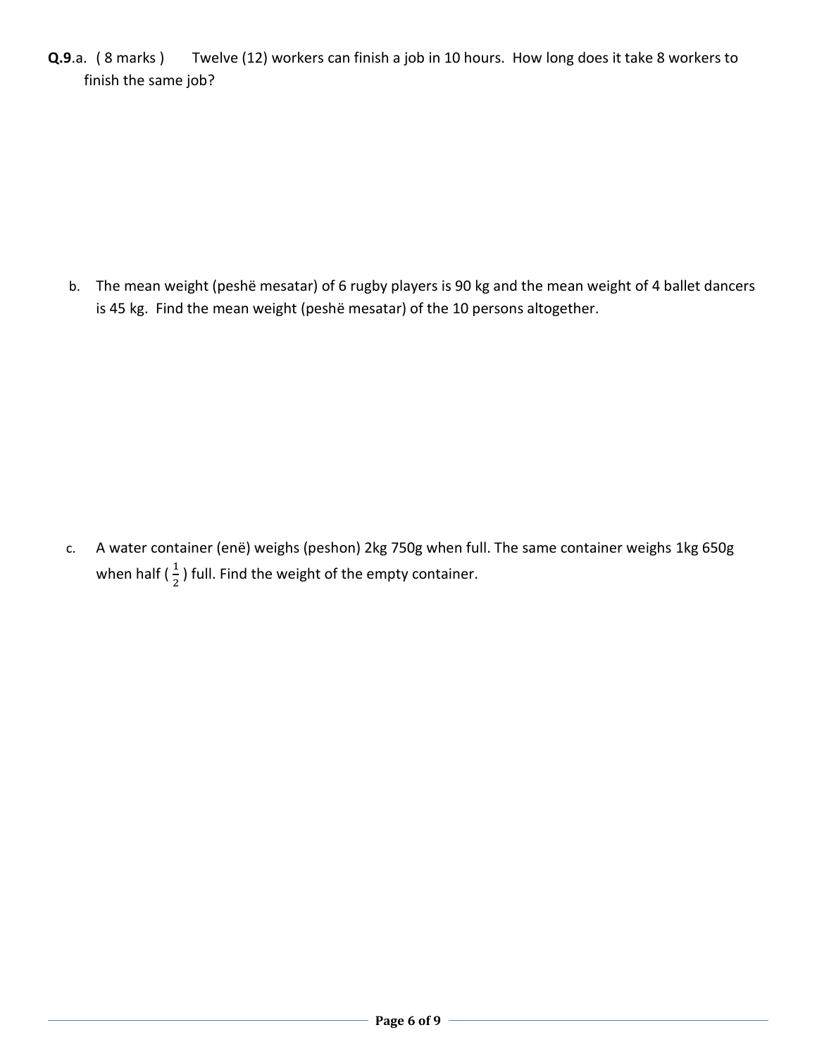**Q.9**.a. ( 8 marks ) Twelve (12) workers can finish a job in 10 hours. How long does it take 8 workers to finish the same job?

b. The mean weight (peshë mesatar) of 6 rugby players is 90 kg and the mean weight of 4 ballet dancers is 45 kg. Find the mean weight (peshë mesatar) of the 10 persons altogether.

c. A water container (enë) weighs (peshon) 2kg 750g when full. The same container weighs 1kg 650g when half ( $\frac{1}{2}$ ) full. Find the weight of the empty container.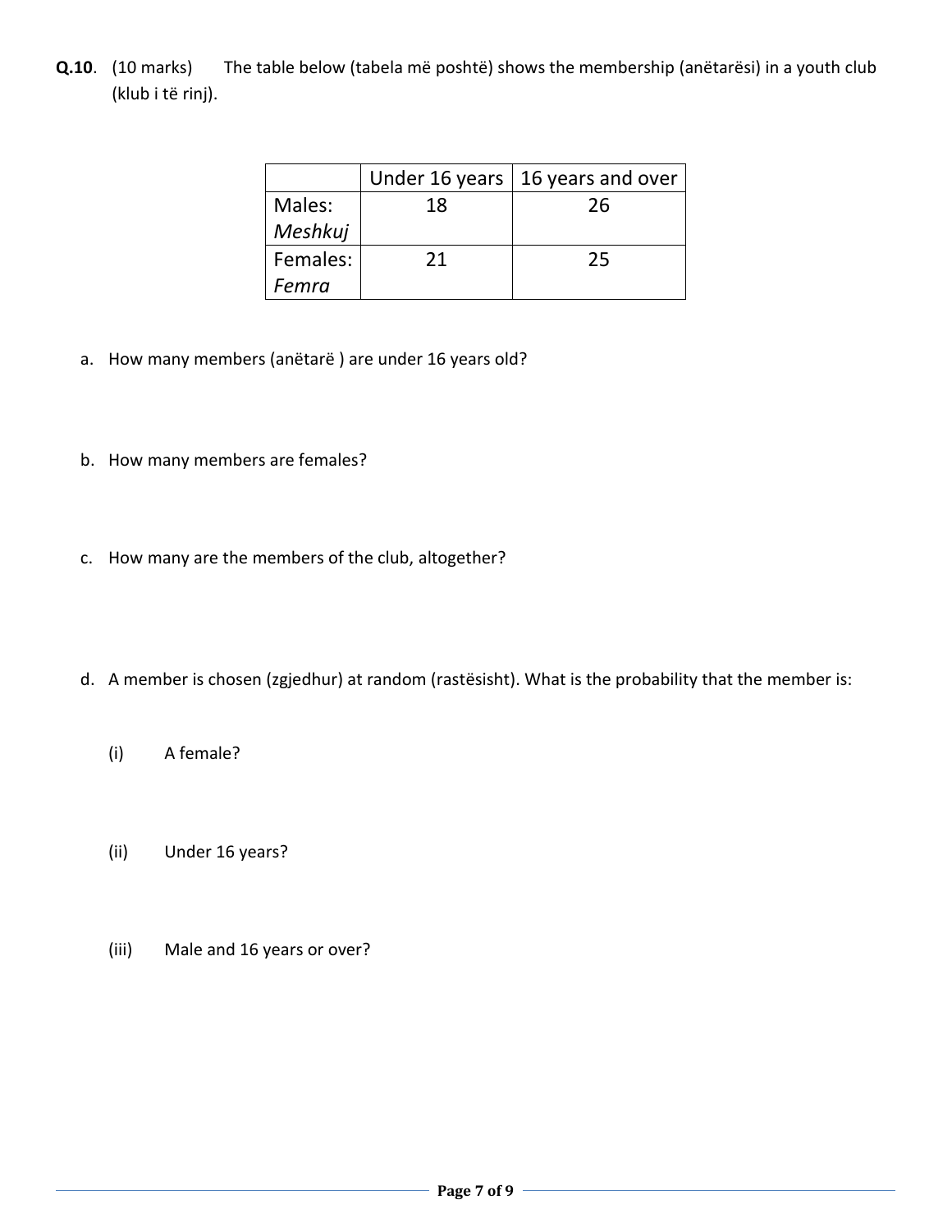**Q.10**. (10 marks) The table below (tabela më poshtë) shows the membership (anëtarësi) in a youth club (klub i të rinj).

| | Under 16 years | 16 years and over |
|---|---|---|
| Males: *Meshkuj* | 18 | 26 |
| Females: *Femra* | 21 | 25 |

a. How many members (anëtarë ) are under 16 years old?

b. How many members are females?

c. How many are the members of the club, altogether?

d. A member is chosen (zgjedhur) at random (rastësisht). What is the probability that the member is:

(i) A female?

(ii) Under 16 years?

(iii) Male and 16 years or over?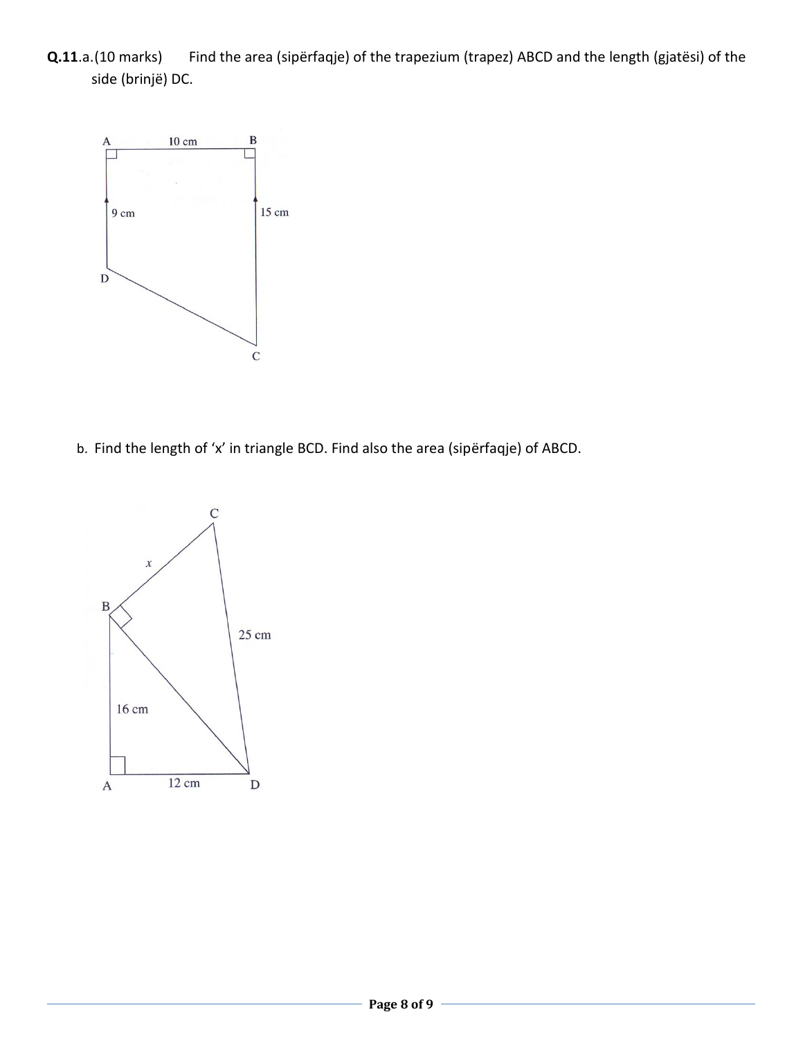**Q.11**.a.(10 marks) Find the area (sipërfaqje) of the trapezium (trapez) ABCD and the length (gjatësi) of the side (brinjë) DC.

b. Find the length of ‘x’ in triangle BCD. Find also the area (sipërfaqje) of ABCD.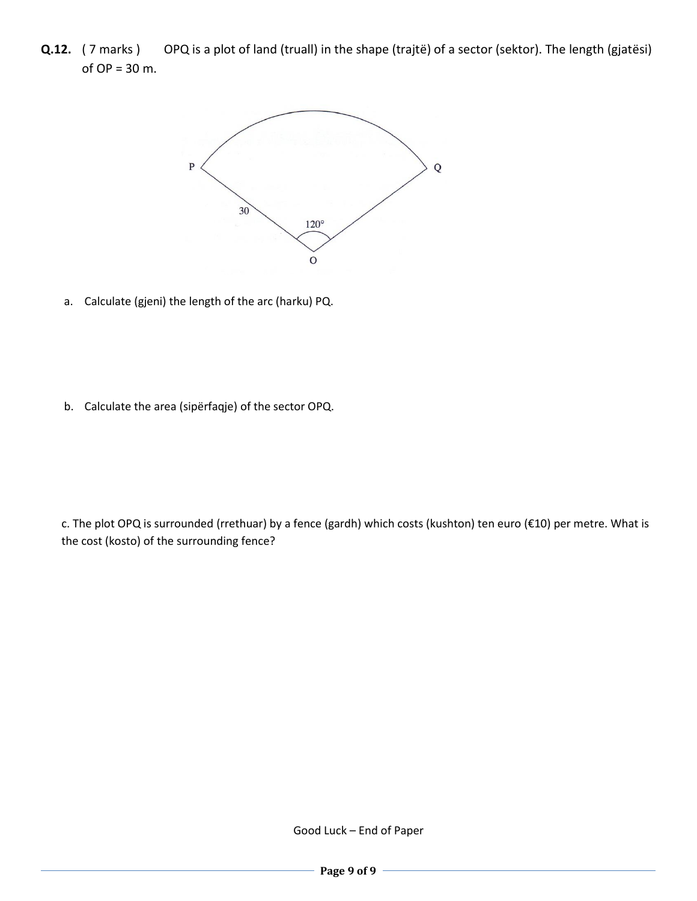**Q.12.** ( 7 marks ) OPQ is a plot of land (truall) in the shape (trajtë) of a sector (sektor). The length (gjatësi) of OP = 30 m.

P

Q

30

120°

O

a. Calculate (gjeni) the length of the arc (harku) PQ.

b. Calculate the area (sipërfaqje) of the sector OPQ.

c. The plot OPQ is surrounded (rrethuar) by a fence (gardh) which costs (kushton) ten euro (€10) per metre. What is the cost (kosto) of the surrounding fence?

Good Luck – End of Paper